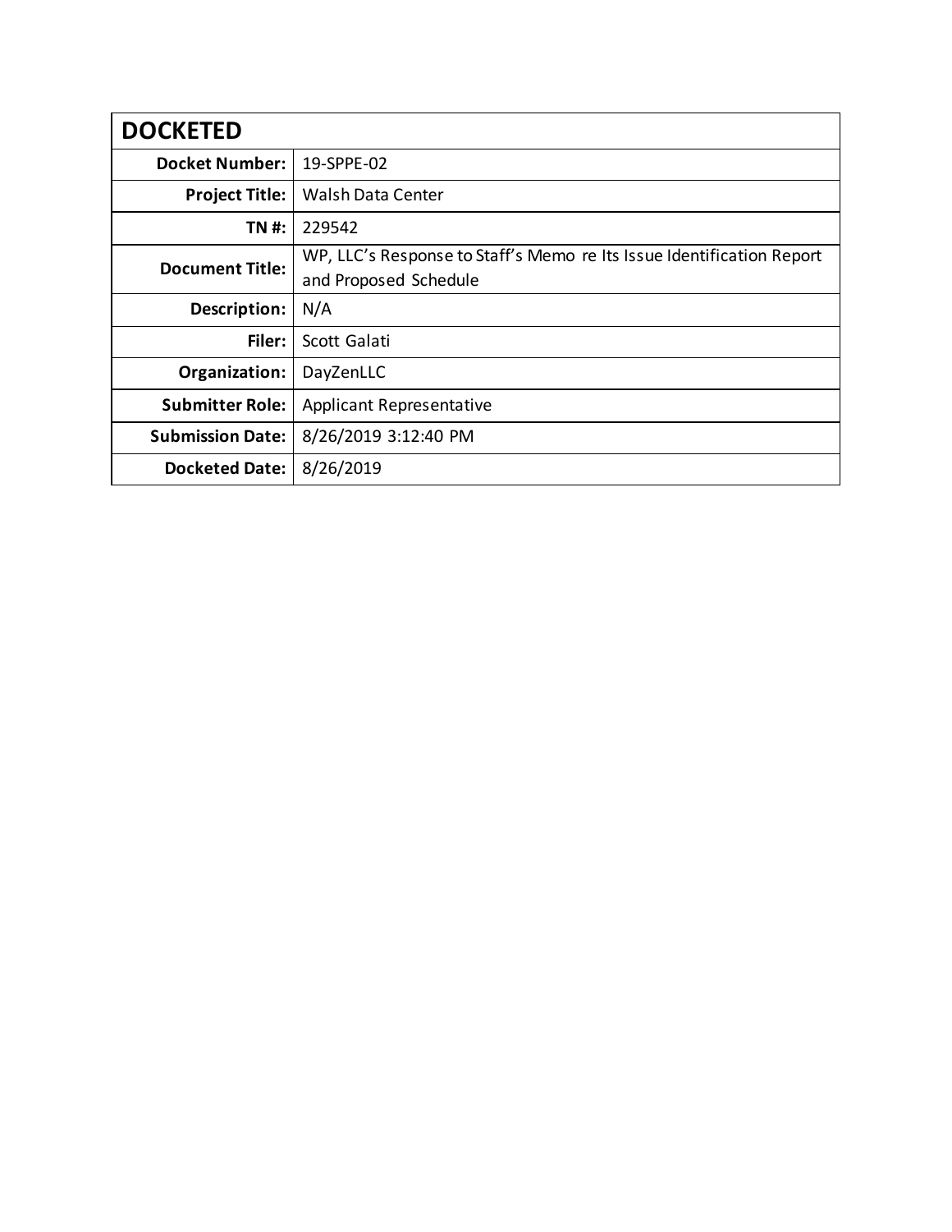| DOCKETED | |
|---|---|
| **Docket Number:** | 19-SPPE-02 |
| **Project Title:** | Walsh Data Center |
| **TN #:** | 229542 |
| **Document Title:** | WP, LLC's Response to Staff's Memo re Its Issue Identification Report and Proposed Schedule |
| **Description:** | N/A |
| **Filer:** | Scott Galati |
| **Organization:** | DayZenLLC |
| **Submitter Role:** | Applicant Representative |
| **Submission Date:** | 8/26/2019 3:12:40 PM |
| **Docketed Date:** | 8/26/2019 |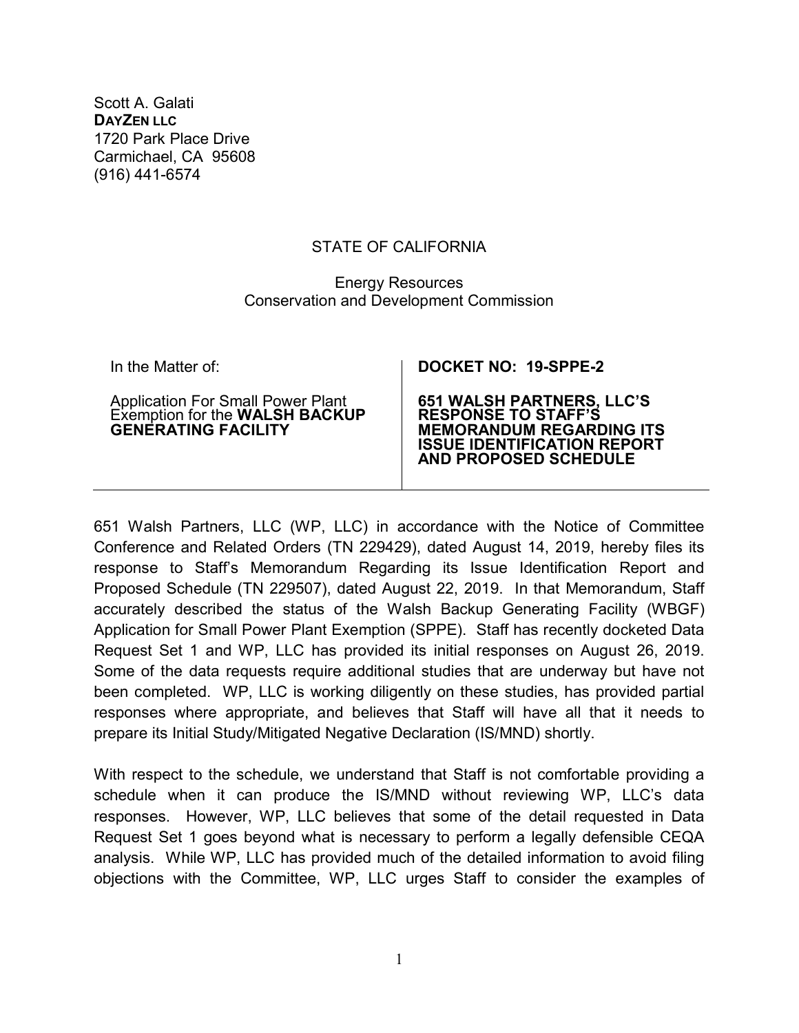Scott A. Galati  
**DAYZEN LLC**  
1720 Park Place Drive  
Carmichael, CA 95608  
(916) 441-6574

STATE OF CALIFORNIA

Energy Resources  
Conservation and Development Commission

| In the Matter of: Application For Small Power Plant Exemption for the **WALSH BACKUP GENERATING FACILITY** | **DOCKET NO: 19-SPPE-2** **651 WALSH PARTNERS, LLC'S RESPONSE TO STAFF'S MEMORANDUM REGARDING ITS ISSUE IDENTIFICATION REPORT AND PROPOSED SCHEDULE** |
|---|---|

651 Walsh Partners, LLC (WP, LLC) in accordance with the Notice of Committee Conference and Related Orders (TN 229429), dated August 14, 2019, hereby files its response to Staff's Memorandum Regarding its Issue Identification Report and Proposed Schedule (TN 229507), dated August 22, 2019. In that Memorandum, Staff accurately described the status of the Walsh Backup Generating Facility (WBGF) Application for Small Power Plant Exemption (SPPE). Staff has recently docketed Data Request Set 1 and WP, LLC has provided its initial responses on August 26, 2019. Some of the data requests require additional studies that are underway but have not been completed. WP, LLC is working diligently on these studies, has provided partial responses where appropriate, and believes that Staff will have all that it needs to prepare its Initial Study/Mitigated Negative Declaration (IS/MND) shortly.

With respect to the schedule, we understand that Staff is not comfortable providing a schedule when it can produce the IS/MND without reviewing WP, LLC's data responses. However, WP, LLC believes that some of the detail requested in Data Request Set 1 goes beyond what is necessary to perform a legally defensible CEQA analysis. While WP, LLC has provided much of the detailed information to avoid filing objections with the Committee, WP, LLC urges Staff to consider the examples of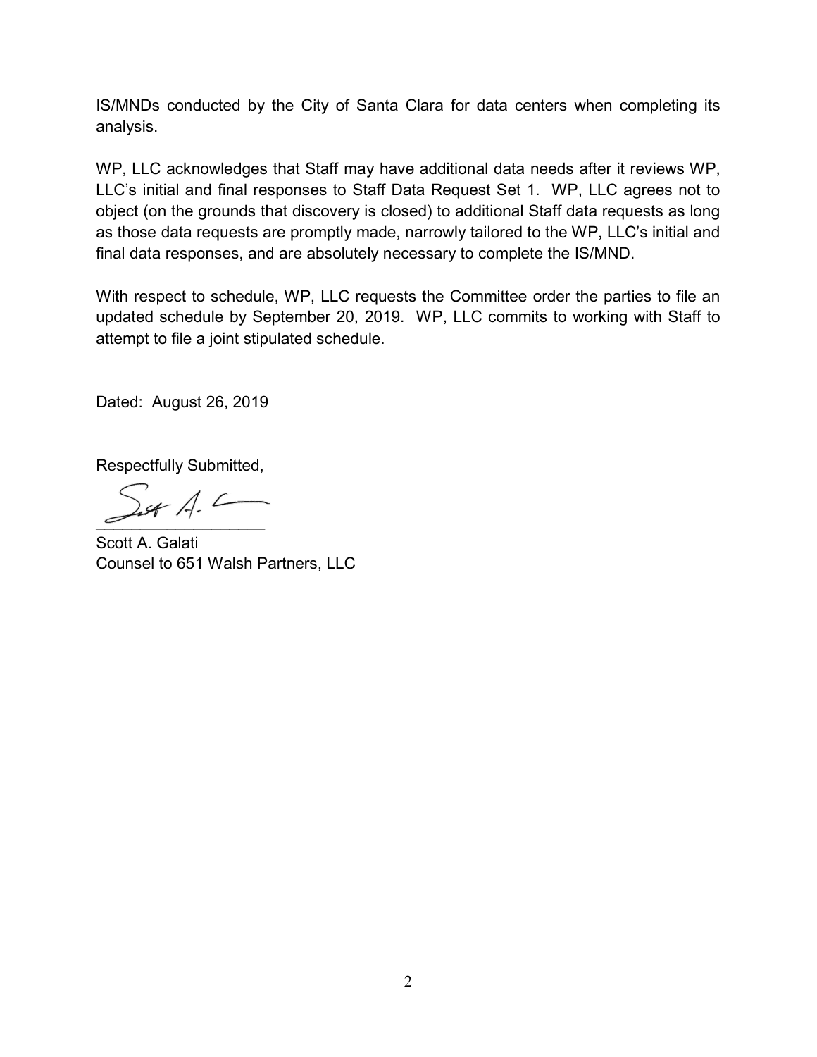IS/MNDs conducted by the City of Santa Clara for data centers when completing its analysis.

WP, LLC acknowledges that Staff may have additional data needs after it reviews WP, LLC's initial and final responses to Staff Data Request Set 1. WP, LLC agrees not to object (on the grounds that discovery is closed) to additional Staff data requests as long as those data requests are promptly made, narrowly tailored to the WP, LLC's initial and final data responses, and are absolutely necessary to complete the IS/MND.

With respect to schedule, WP, LLC requests the Committee order the parties to file an updated schedule by September 20, 2019. WP, LLC commits to working with Staff to attempt to file a joint stipulated schedule.

Dated: August 26, 2019

Respectfully Submitted,

___________________

Scott A. Galati
Counsel to 651 Walsh Partners, LLC